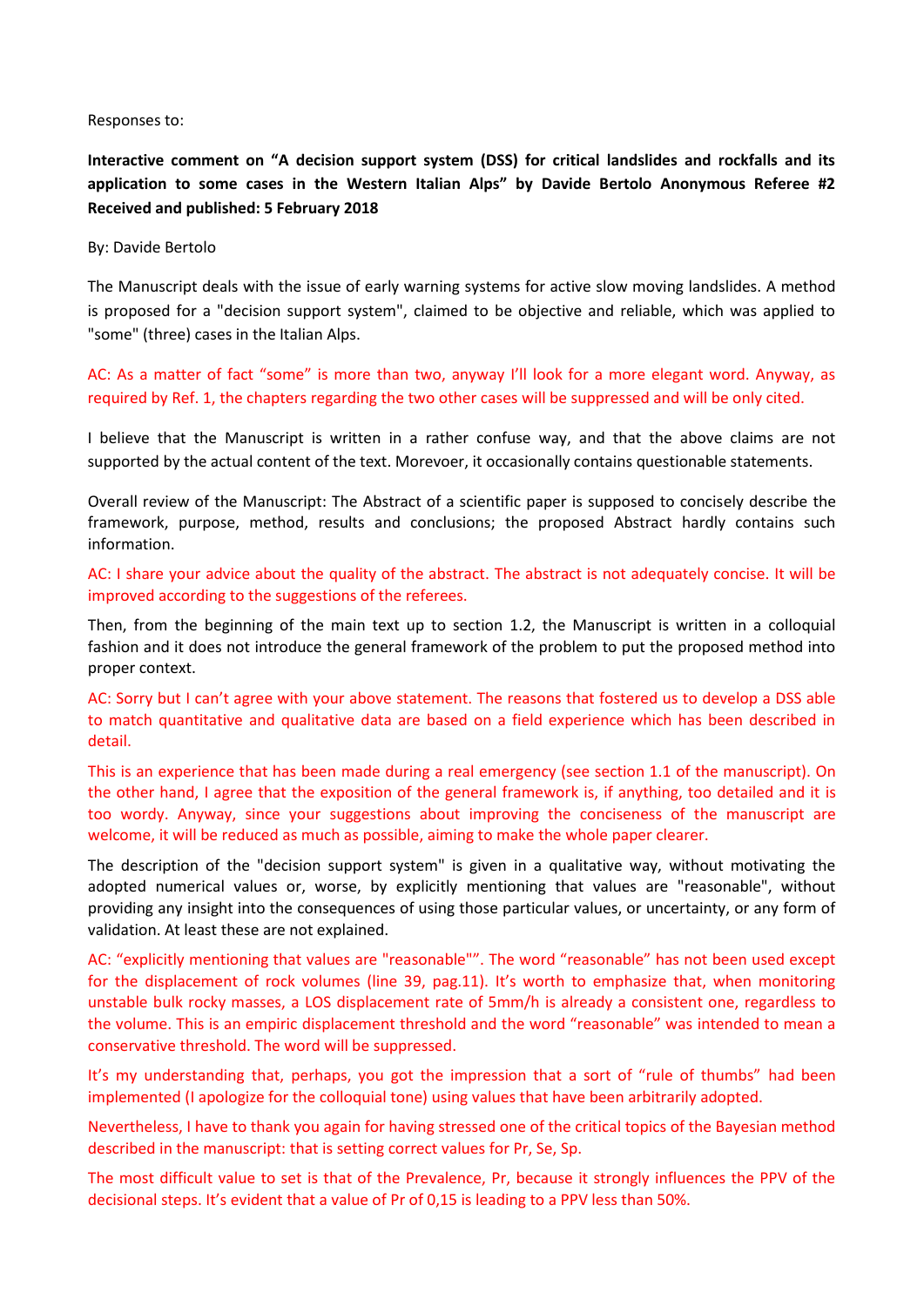Responses to:

**Interactive comment on "A decision support system (DSS) for critical landslides and rockfalls and its application to some cases in the Western Italian Alps" by Davide Bertolo Anonymous Referee #2 Received and published: 5 February 2018**

By: Davide Bertolo

The Manuscript deals with the issue of early warning systems for active slow moving landslides. A method is proposed for a "decision support system", claimed to be objective and reliable, which was applied to "some" (three) cases in the Italian Alps.

AC: As a matter of fact "some" is more than two, anyway I'll look for a more elegant word. Anyway, as required by Ref. 1, the chapters regarding the two other cases will be suppressed and will be only cited.

I believe that the Manuscript is written in a rather confuse way, and that the above claims are not supported by the actual content of the text. Morevoer, it occasionally contains questionable statements.

Overall review of the Manuscript: The Abstract of a scientific paper is supposed to concisely describe the framework, purpose, method, results and conclusions; the proposed Abstract hardly contains such information.

AC: I share your advice about the quality of the abstract. The abstract is not adequately concise. It will be improved according to the suggestions of the referees.

Then, from the beginning of the main text up to section 1.2, the Manuscript is written in a colloquial fashion and it does not introduce the general framework of the problem to put the proposed method into proper context.

AC: Sorry but I can't agree with your above statement. The reasons that fostered us to develop a DSS able to match quantitative and qualitative data are based on a field experience which has been described in detail.

This is an experience that has been made during a real emergency (see section 1.1 of the manuscript). On the other hand, I agree that the exposition of the general framework is, if anything, too detailed and it is too wordy. Anyway, since your suggestions about improving the conciseness of the manuscript are welcome, it will be reduced as much as possible, aiming to make the whole paper clearer.

The description of the "decision support system" is given in a qualitative way, without motivating the adopted numerical values or, worse, by explicitly mentioning that values are "reasonable", without providing any insight into the consequences of using those particular values, or uncertainty, or any form of validation. At least these are not explained.

AC: "explicitly mentioning that values are "reasonable"". The word "reasonable" has not been used except for the displacement of rock volumes (line 39, pag.11). It's worth to emphasize that, when monitoring unstable bulk rocky masses, a LOS displacement rate of 5mm/h is already a consistent one, regardless to the volume. This is an empiric displacement threshold and the word "reasonable" was intended to mean a conservative threshold. The word will be suppressed.

It's my understanding that, perhaps, you got the impression that a sort of "rule of thumbs" had been implemented (I apologize for the colloquial tone) using values that have been arbitrarily adopted.

Nevertheless, I have to thank you again for having stressed one of the critical topics of the Bayesian method described in the manuscript: that is setting correct values for Pr, Se, Sp.

The most difficult value to set is that of the Prevalence, Pr, because it strongly influences the PPV of the decisional steps. It's evident that a value of Pr of 0,15 is leading to a PPV less than 50%.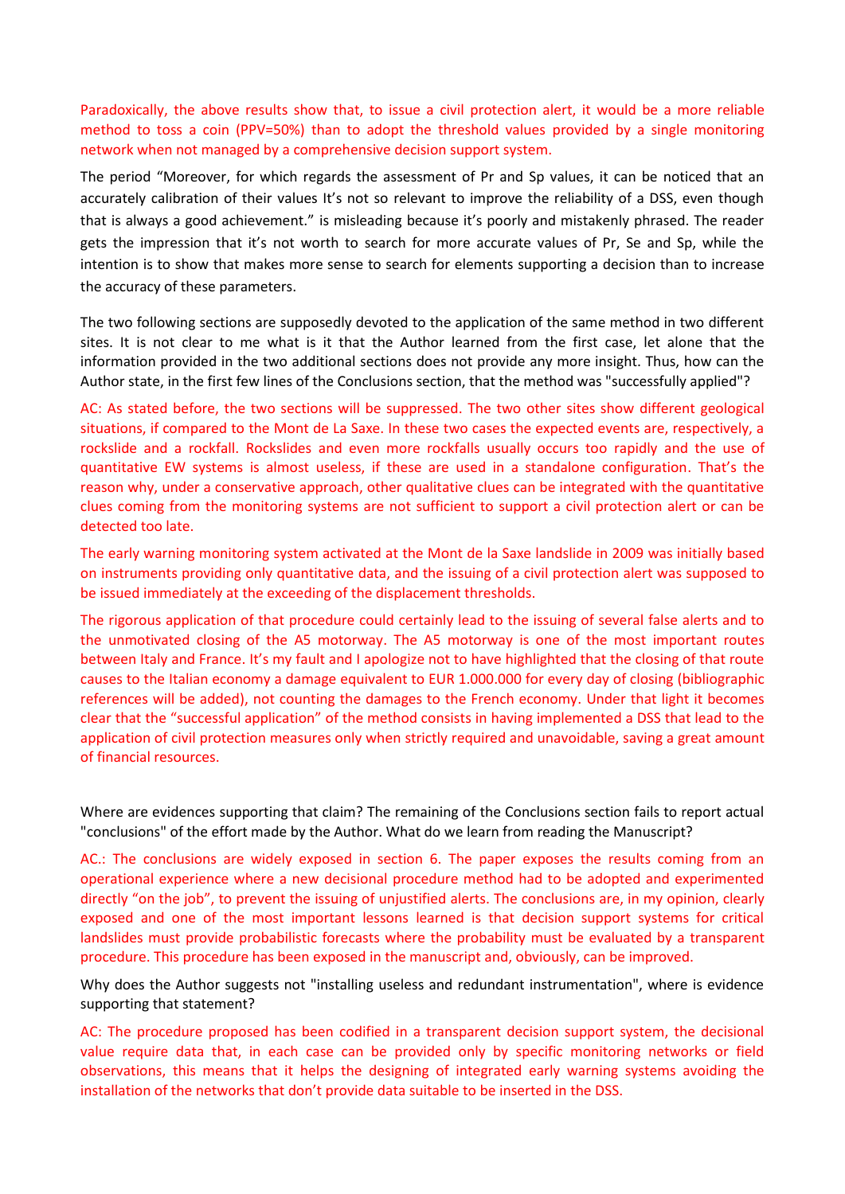Paradoxically, the above results show that, to issue a civil protection alert, it would be a more reliable method to toss a coin (PPV=50%) than to adopt the threshold values provided by a single monitoring network when not managed by a comprehensive decision support system.

The period "Moreover, for which regards the assessment of Pr and Sp values, it can be noticed that an accurately calibration of their values It's not so relevant to improve the reliability of a DSS, even though that is always a good achievement." is misleading because it's poorly and mistakenly phrased. The reader gets the impression that it's not worth to search for more accurate values of Pr, Se and Sp, while the intention is to show that makes more sense to search for elements supporting a decision than to increase the accuracy of these parameters.

The two following sections are supposedly devoted to the application of the same method in two different sites. It is not clear to me what is it that the Author learned from the first case, let alone that the information provided in the two additional sections does not provide any more insight. Thus, how can the Author state, in the first few lines of the Conclusions section, that the method was "successfully applied"?

AC: As stated before, the two sections will be suppressed. The two other sites show different geological situations, if compared to the Mont de La Saxe. In these two cases the expected events are, respectively, a rockslide and a rockfall. Rockslides and even more rockfalls usually occurs too rapidly and the use of quantitative EW systems is almost useless, if these are used in a standalone configuration. That's the reason why, under a conservative approach, other qualitative clues can be integrated with the quantitative clues coming from the monitoring systems are not sufficient to support a civil protection alert or can be detected too late.

The early warning monitoring system activated at the Mont de la Saxe landslide in 2009 was initially based on instruments providing only quantitative data, and the issuing of a civil protection alert was supposed to be issued immediately at the exceeding of the displacement thresholds.

The rigorous application of that procedure could certainly lead to the issuing of several false alerts and to the unmotivated closing of the A5 motorway. The A5 motorway is one of the most important routes between Italy and France. It's my fault and I apologize not to have highlighted that the closing of that route causes to the Italian economy a damage equivalent to EUR 1.000.000 for every day of closing (bibliographic references will be added), not counting the damages to the French economy. Under that light it becomes clear that the "successful application" of the method consists in having implemented a DSS that lead to the application of civil protection measures only when strictly required and unavoidable, saving a great amount of financial resources.

Where are evidences supporting that claim? The remaining of the Conclusions section fails to report actual "conclusions" of the effort made by the Author. What do we learn from reading the Manuscript?

AC.: The conclusions are widely exposed in section 6. The paper exposes the results coming from an operational experience where a new decisional procedure method had to be adopted and experimented directly "on the job", to prevent the issuing of unjustified alerts. The conclusions are, in my opinion, clearly exposed and one of the most important lessons learned is that decision support systems for critical landslides must provide probabilistic forecasts where the probability must be evaluated by a transparent procedure. This procedure has been exposed in the manuscript and, obviously, can be improved.

Why does the Author suggests not "installing useless and redundant instrumentation", where is evidence supporting that statement?

AC: The procedure proposed has been codified in a transparent decision support system, the decisional value require data that, in each case can be provided only by specific monitoring networks or field observations, this means that it helps the designing of integrated early warning systems avoiding the installation of the networks that don't provide data suitable to be inserted in the DSS.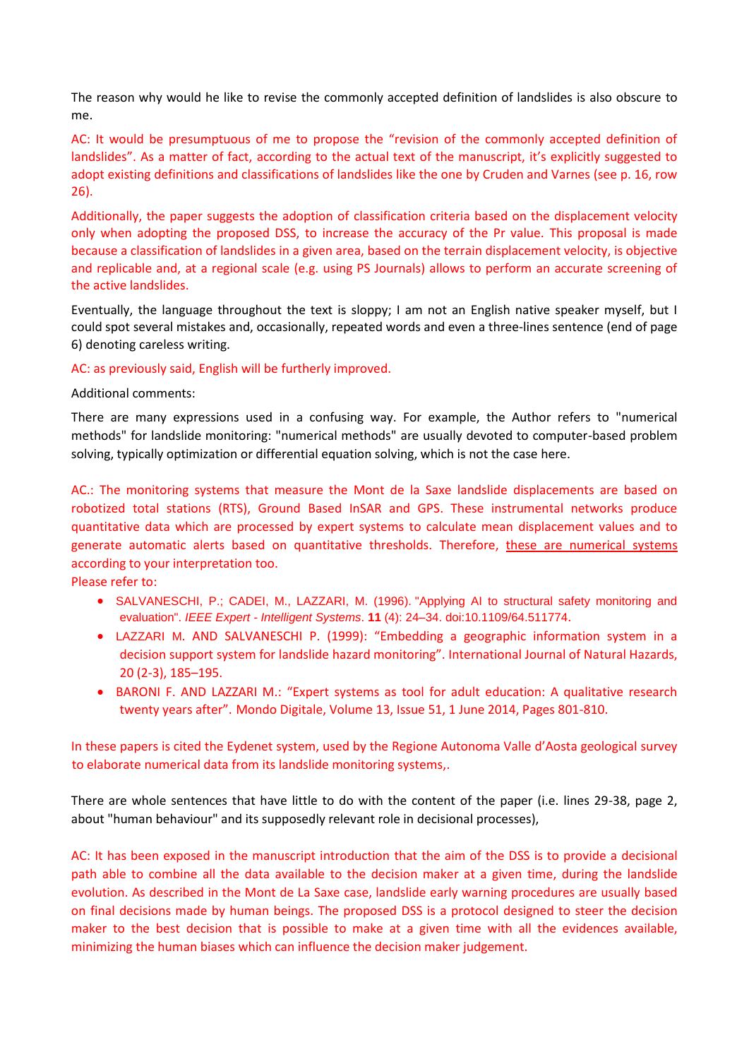The reason why would he like to revise the commonly accepted definition of landslides is also obscure to me.

AC: It would be presumptuous of me to propose the "revision of the commonly accepted definition of landslides". As a matter of fact, according to the actual text of the manuscript, it's explicitly suggested to adopt existing definitions and classifications of landslides like the one by Cruden and Varnes (see p. 16, row 26).

Additionally, the paper suggests the adoption of classification criteria based on the displacement velocity only when adopting the proposed DSS, to increase the accuracy of the Pr value. This proposal is made because a classification of landslides in a given area, based on the terrain displacement velocity, is objective and replicable and, at a regional scale (e.g. using PS Journals) allows to perform an accurate screening of the active landslides.

Eventually, the language throughout the text is sloppy; I am not an English native speaker myself, but I could spot several mistakes and, occasionally, repeated words and even a three-lines sentence (end of page 6) denoting careless writing.

AC: as previously said, English will be furtherly improved.

Additional comments:

There are many expressions used in a confusing way. For example, the Author refers to "numerical methods" for landslide monitoring: "numerical methods" are usually devoted to computer-based problem solving, typically optimization or differential equation solving, which is not the case here.

AC.: The monitoring systems that measure the Mont de la Saxe landslide displacements are based on robotized total stations (RTS), Ground Based InSAR and GPS. These instrumental networks produce quantitative data which are processed by expert systems to calculate mean displacement values and to generate automatic alerts based on quantitative thresholds. Therefore, <u>these are numerical systems</u> according to your interpretation too.
Please refer to:

- SALVANESCHI, P.; CADEI, M., LAZZARI, M. (1996). "Applying AI to structural safety monitoring and evaluation". *IEEE Expert - Intelligent Systems*. **11** (4): 24–34. doi:10.1109/64.511774.
- LAZZARI M. AND SALVANESCHI P. (1999): "Embedding a geographic information system in a decision support system for landslide hazard monitoring". International Journal of Natural Hazards, 20 (2-3), 185–195.
- BARONI F. AND LAZZARI M.: "Expert systems as tool for adult education: A qualitative research twenty years after". Mondo Digitale, Volume 13, Issue 51, 1 June 2014, Pages 801-810.

In these papers is cited the Eydenet system, used by the Regione Autonoma Valle d'Aosta geological survey to elaborate numerical data from its landslide monitoring systems,.

There are whole sentences that have little to do with the content of the paper (i.e. lines 29-38, page 2, about "human behaviour" and its supposedly relevant role in decisional processes),

AC: It has been exposed in the manuscript introduction that the aim of the DSS is to provide a decisional path able to combine all the data available to the decision maker at a given time, during the landslide evolution. As described in the Mont de La Saxe case, landslide early warning procedures are usually based on final decisions made by human beings. The proposed DSS is a protocol designed to steer the decision maker to the best decision that is possible to make at a given time with all the evidences available, minimizing the human biases which can influence the decision maker judgement.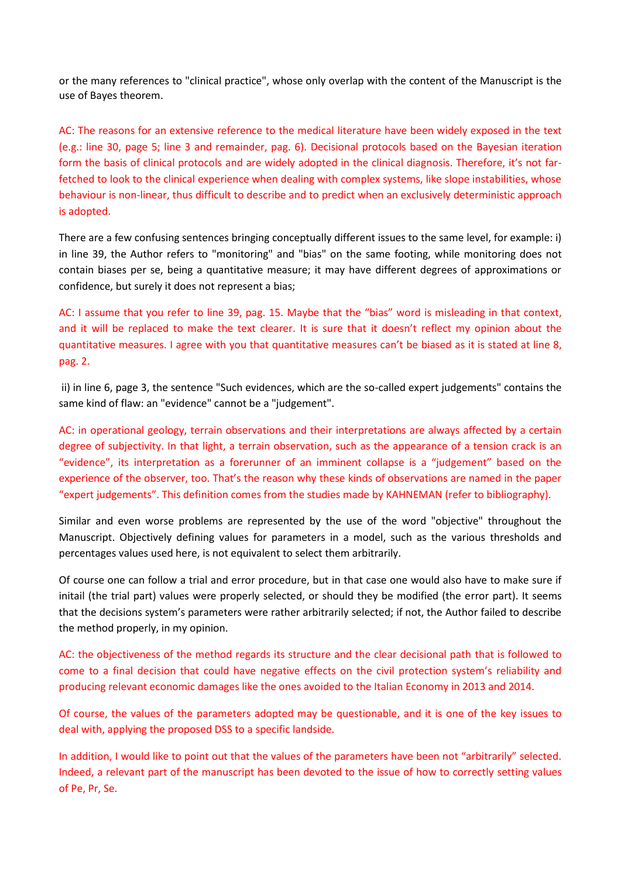or the many references to "clinical practice", whose only overlap with the content of the Manuscript is the use of Bayes theorem.

AC: The reasons for an extensive reference to the medical literature have been widely exposed in the text (e.g.: line 30, page 5; line 3 and remainder, pag. 6). Decisional protocols based on the Bayesian iteration form the basis of clinical protocols and are widely adopted in the clinical diagnosis. Therefore, it's not far-fetched to look to the clinical experience when dealing with complex systems, like slope instabilities, whose behaviour is non-linear, thus difficult to describe and to predict when an exclusively deterministic approach is adopted.

There are a few confusing sentences bringing conceptually different issues to the same level, for example: i) in line 39, the Author refers to "monitoring" and "bias" on the same footing, while monitoring does not contain biases per se, being a quantitative measure; it may have different degrees of approximations or confidence, but surely it does not represent a bias;

AC: I assume that you refer to line 39, pag. 15. Maybe that the "bias" word is misleading in that context, and it will be replaced to make the text clearer. It is sure that it doesn't reflect my opinion about the quantitative measures. I agree with you that quantitative measures can't be biased as it is stated at line 8, pag. 2.

ii) in line 6, page 3, the sentence "Such evidences, which are the so-called expert judgements" contains the same kind of flaw: an "evidence" cannot be a "judgement".

AC: in operational geology, terrain observations and their interpretations are always affected by a certain degree of subjectivity. In that light, a terrain observation, such as the appearance of a tension crack is an "evidence", its interpretation as a forerunner of an imminent collapse is a "judgement" based on the experience of the observer, too. That's the reason why these kinds of observations are named in the paper "expert judgements". This definition comes from the studies made by KAHNEMAN (refer to bibliography).

Similar and even worse problems are represented by the use of the word "objective" throughout the Manuscript. Objectively defining values for parameters in a model, such as the various thresholds and percentages values used here, is not equivalent to select them arbitrarily.

Of course one can follow a trial and error procedure, but in that case one would also have to make sure if initail (the trial part) values were properly selected, or should they be modified (the error part). It seems that the decisions system's parameters were rather arbitrarily selected; if not, the Author failed to describe the method properly, in my opinion.

AC: the objectiveness of the method regards its structure and the clear decisional path that is followed to come to a final decision that could have negative effects on the civil protection system's reliability and producing relevant economic damages like the ones avoided to the Italian Economy in 2013 and 2014.

Of course, the values of the parameters adopted may be questionable, and it is one of the key issues to deal with, applying the proposed DSS to a specific landside.

In addition, I would like to point out that the values of the parameters have been not "arbitrarily" selected. Indeed, a relevant part of the manuscript has been devoted to the issue of how to correctly setting values of Pe, Pr, Se.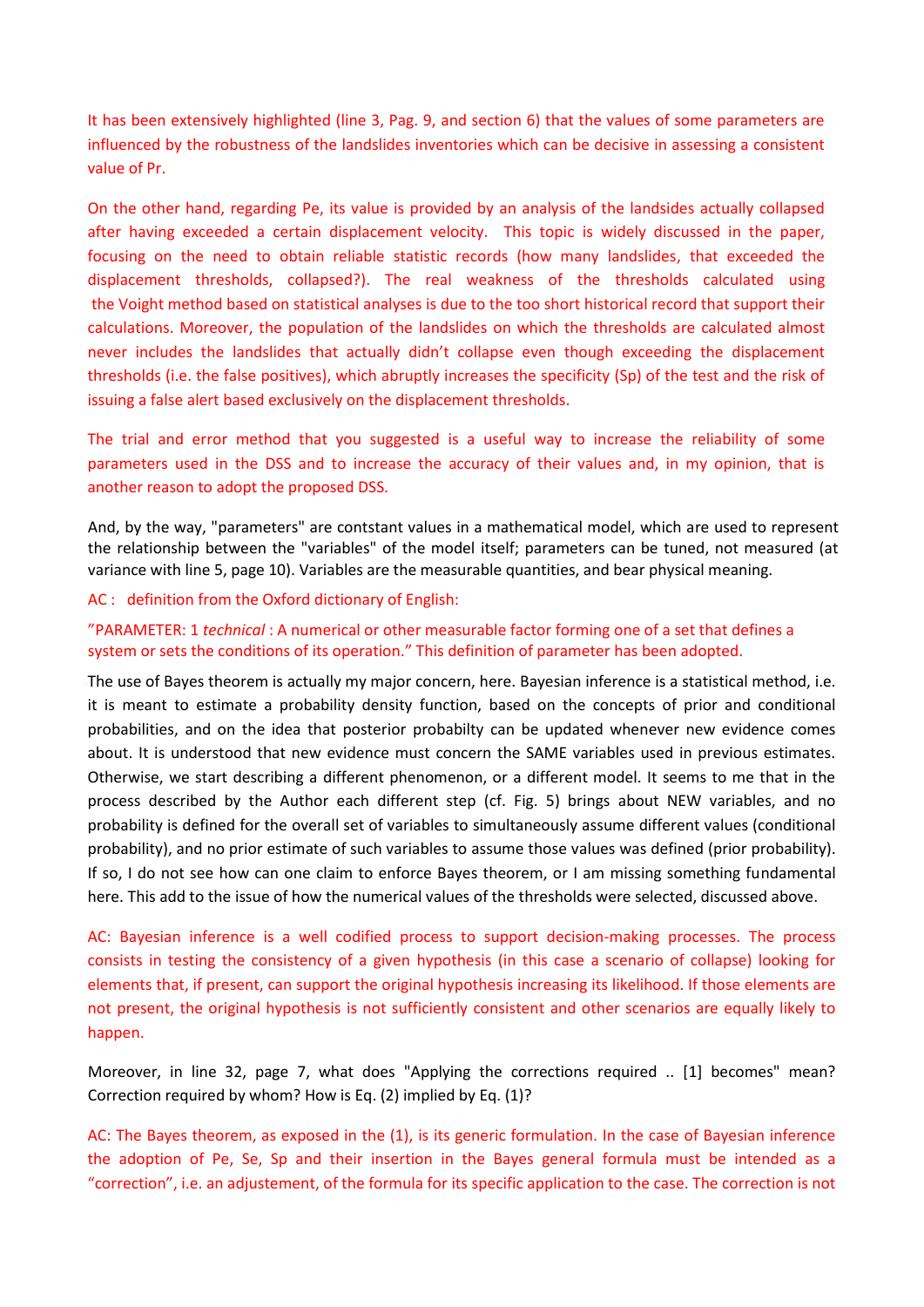It has been extensively highlighted (line 3, Pag. 9, and section 6) that the values of some parameters are influenced by the robustness of the landslides inventories which can be decisive in assessing a consistent value of Pr.

On the other hand, regarding Pe, its value is provided by an analysis of the landsides actually collapsed after having exceeded a certain displacement velocity. This topic is widely discussed in the paper, focusing on the need to obtain reliable statistic records (how many landslides, that exceeded the displacement thresholds, collapsed?). The real weakness of the thresholds calculated using the Voight method based on statistical analyses is due to the too short historical record that support their calculations. Moreover, the population of the landslides on which the thresholds are calculated almost never includes the landslides that actually didn't collapse even though exceeding the displacement thresholds (i.e. the false positives), which abruptly increases the specificity (Sp) of the test and the risk of issuing a false alert based exclusively on the displacement thresholds.

The trial and error method that you suggested is a useful way to increase the reliability of some parameters used in the DSS and to increase the accuracy of their values and, in my opinion, that is another reason to adopt the proposed DSS.

And, by the way, "parameters" are contstant values in a mathematical model, which are used to represent the relationship between the "variables" of the model itself; parameters can be tuned, not measured (at variance with line 5, page 10). Variables are the measurable quantities, and bear physical meaning.

AC : definition from the Oxford dictionary of English:

"PARAMETER: 1 *technical* : A numerical or other measurable factor forming one of a set that defines a system or sets the conditions of its operation." This definition of parameter has been adopted.

The use of Bayes theorem is actually my major concern, here. Bayesian inference is a statistical method, i.e. it is meant to estimate a probability density function, based on the concepts of prior and conditional probabilities, and on the idea that posterior probabilty can be updated whenever new evidence comes about. It is understood that new evidence must concern the SAME variables used in previous estimates. Otherwise, we start describing a different phenomenon, or a different model. It seems to me that in the process described by the Author each different step (cf. Fig. 5) brings about NEW variables, and no probability is defined for the overall set of variables to simultaneously assume different values (conditional probability), and no prior estimate of such variables to assume those values was defined (prior probability). If so, I do not see how can one claim to enforce Bayes theorem, or I am missing something fundamental here. This add to the issue of how the numerical values of the thresholds were selected, discussed above.

AC: Bayesian inference is a well codified process to support decision-making processes. The process consists in testing the consistency of a given hypothesis (in this case a scenario of collapse) looking for elements that, if present, can support the original hypothesis increasing its likelihood. If those elements are not present, the original hypothesis is not sufficiently consistent and other scenarios are equally likely to happen.

Moreover, in line 32, page 7, what does "Applying the corrections required .. [1] becomes" mean? Correction required by whom? How is Eq. (2) implied by Eq. (1)?

AC: The Bayes theorem, as exposed in the (1), is its generic formulation. In the case of Bayesian inference the adoption of Pe, Se, Sp and their insertion in the Bayes general formula must be intended as a "correction", i.e. an adjustement, of the formula for its specific application to the case. The correction is not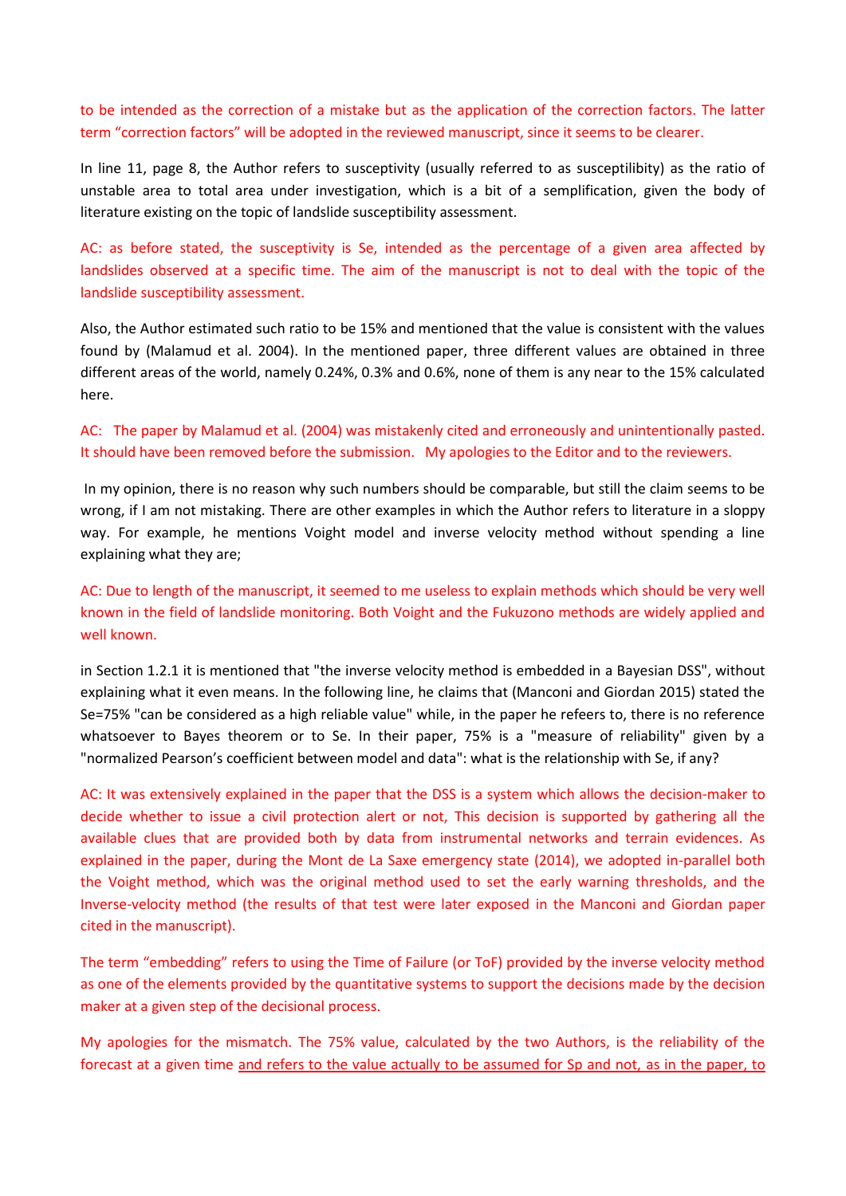to be intended as the correction of a mistake but as the application of the correction factors. The latter term "correction factors" will be adopted in the reviewed manuscript, since it seems to be clearer.

In line 11, page 8, the Author refers to susceptivity (usually referred to as susceptibility) as the ratio of unstable area to total area under investigation, which is a bit of a semplification, given the body of literature existing on the topic of landslide susceptibility assessment.

AC: as before stated, the susceptivity is Se, intended as the percentage of a given area affected by landslides observed at a specific time. The aim of the manuscript is not to deal with the topic of the landslide susceptibility assessment.

Also, the Author estimated such ratio to be 15% and mentioned that the value is consistent with the values found by (Malamud et al. 2004). In the mentioned paper, three different values are obtained in three different areas of the world, namely 0.24%, 0.3% and 0.6%, none of them is any near to the 15% calculated here.

AC: The paper by Malamud et al. (2004) was mistakenly cited and erroneously and unintentionally pasted. It should have been removed before the submission. My apologies to the Editor and to the reviewers.

In my opinion, there is no reason why such numbers should be comparable, but still the claim seems to be wrong, if I am not mistaking. There are other examples in which the Author refers to literature in a sloppy way. For example, he mentions Voight model and inverse velocity method without spending a line explaining what they are;

AC: Due to length of the manuscript, it seemed to me useless to explain methods which should be very well known in the field of landslide monitoring. Both Voight and the Fukuzono methods are widely applied and well known.

in Section 1.2.1 it is mentioned that "the inverse velocity method is embedded in a Bayesian DSS", without explaining what it even means. In the following line, he claims that (Manconi and Giordan 2015) stated the Se=75% "can be considered as a high reliable value" while, in the paper he refeers to, there is no reference whatsoever to Bayes theorem or to Se. In their paper, 75% is a "measure of reliability" given by a "normalized Pearson's coefficient between model and data": what is the relationship with Se, if any?

AC: It was extensively explained in the paper that the DSS is a system which allows the decision-maker to decide whether to issue a civil protection alert or not, This decision is supported by gathering all the available clues that are provided both by data from instrumental networks and terrain evidences. As explained in the paper, during the Mont de La Saxe emergency state (2014), we adopted in-parallel both the Voight method, which was the original method used to set the early warning thresholds, and the Inverse-velocity method (the results of that test were later exposed in the Manconi and Giordan paper cited in the manuscript).

The term "embedding" refers to using the Time of Failure (or ToF) provided by the inverse velocity method as one of the elements provided by the quantitative systems to support the decisions made by the decision maker at a given step of the decisional process.

My apologies for the mismatch. The 75% value, calculated by the two Authors, is the reliability of the forecast at a given time <u>and refers to the value actually to be assumed for Sp and not, as in the paper, to</u>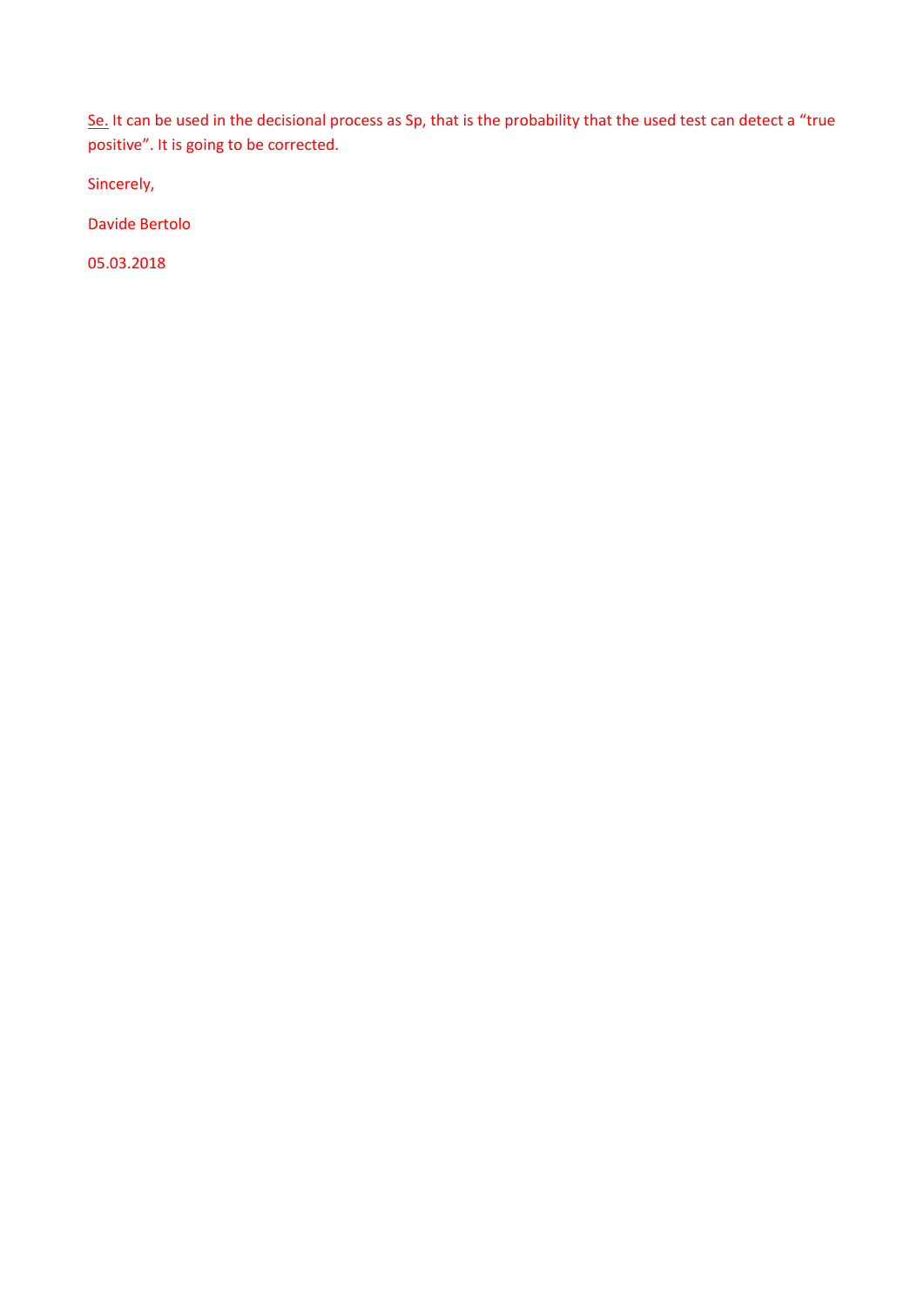<u>Se.</u> It can be used in the decisional process as Sp, that is the probability that the used test can detect a “true positive”. It is going to be corrected.

Sincerely,

Davide Bertolo

05.03.2018